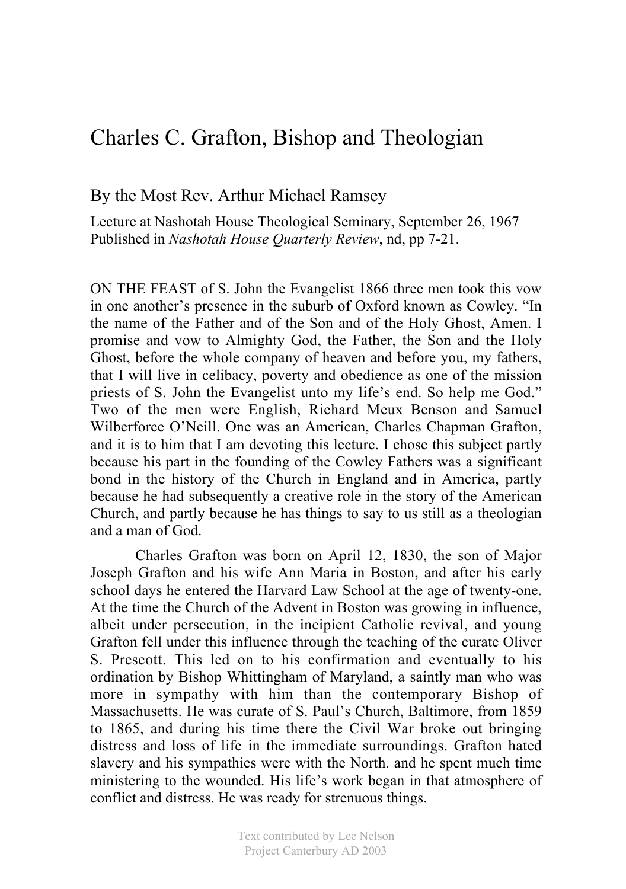# Charles C. Grafton, Bishop and Theologian

By the Most Rev. Arthur Michael Ramsey

Lecture at Nashotah House Theological Seminary, September 26, 1967
Published in *Nashotah House Quarterly Review*, nd, pp 7-21.

ON THE FEAST of S. John the Evangelist 1866 three men took this vow in one another's presence in the suburb of Oxford known as Cowley. "In the name of the Father and of the Son and of the Holy Ghost, Amen. I promise and vow to Almighty God, the Father, the Son and the Holy Ghost, before the whole company of heaven and before you, my fathers, that I will live in celibacy, poverty and obedience as one of the mission priests of S. John the Evangelist unto my life's end. So help me God." Two of the men were English, Richard Meux Benson and Samuel Wilberforce O'Neill. One was an American, Charles Chapman Grafton, and it is to him that I am devoting this lecture. I chose this subject partly because his part in the founding of the Cowley Fathers was a significant bond in the history of the Church in England and in America, partly because he had subsequently a creative role in the story of the American Church, and partly because he has things to say to us still as a theologian and a man of God.

Charles Grafton was born on April 12, 1830, the son of Major Joseph Grafton and his wife Ann Maria in Boston, and after his early school days he entered the Harvard Law School at the age of twenty-one. At the time the Church of the Advent in Boston was growing in influence, albeit under persecution, in the incipient Catholic revival, and young Grafton fell under this influence through the teaching of the curate Oliver S. Prescott. This led on to his confirmation and eventually to his ordination by Bishop Whittingham of Maryland, a saintly man who was more in sympathy with him than the contemporary Bishop of Massachusetts. He was curate of S. Paul's Church, Baltimore, from 1859 to 1865, and during his time there the Civil War broke out bringing distress and loss of life in the immediate surroundings. Grafton hated slavery and his sympathies were with the North. and he spent much time ministering to the wounded. His life's work began in that atmosphere of conflict and distress. He was ready for strenuous things.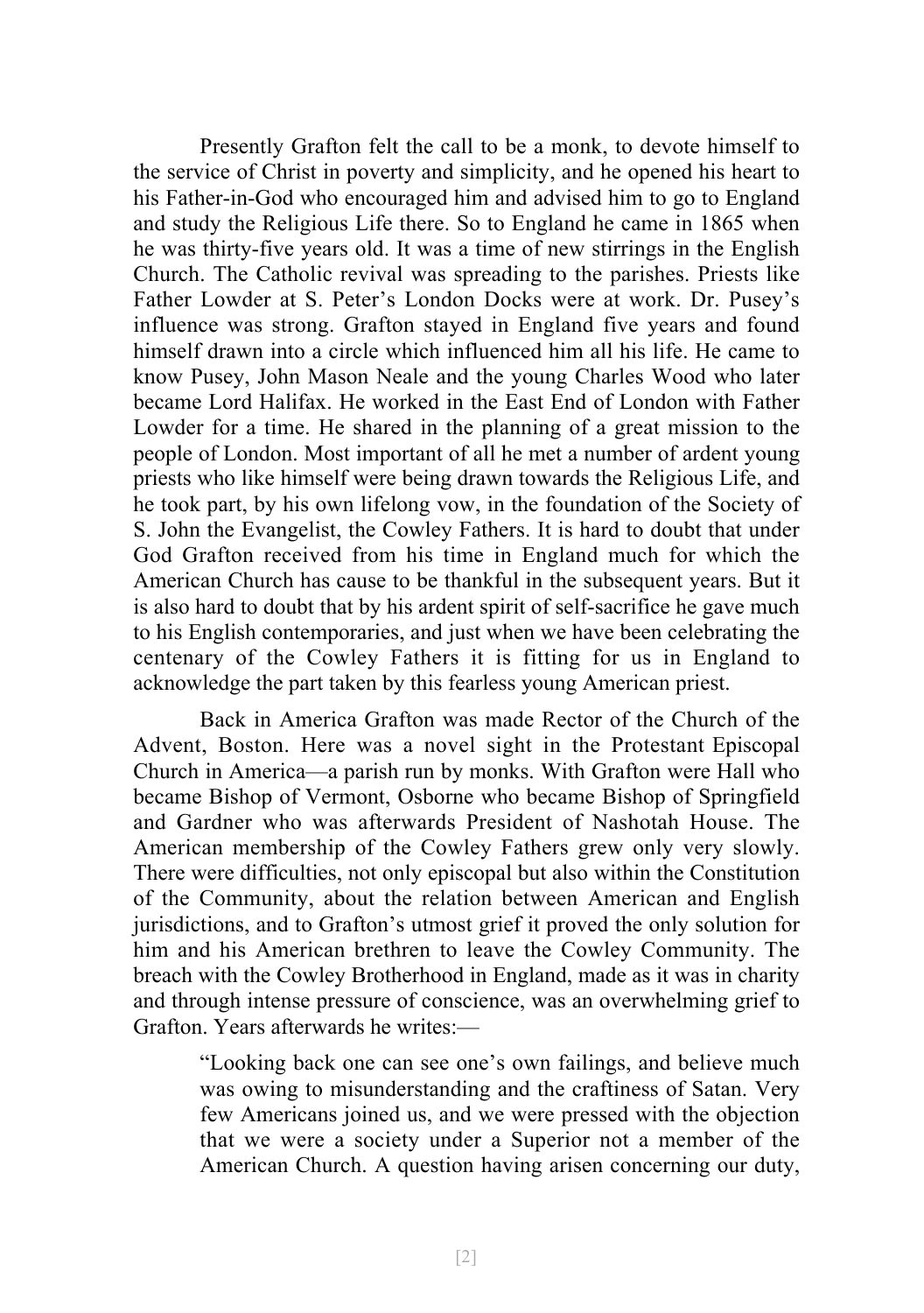Presently Grafton felt the call to be a monk, to devote himself to the service of Christ in poverty and simplicity, and he opened his heart to his Father-in-God who encouraged him and advised him to go to England and study the Religious Life there. So to England he came in 1865 when he was thirty-five years old. It was a time of new stirrings in the English Church. The Catholic revival was spreading to the parishes. Priests like Father Lowder at S. Peter's London Docks were at work. Dr. Pusey's influence was strong. Grafton stayed in England five years and found himself drawn into a circle which influenced him all his life. He came to know Pusey, John Mason Neale and the young Charles Wood who later became Lord Halifax. He worked in the East End of London with Father Lowder for a time. He shared in the planning of a great mission to the people of London. Most important of all he met a number of ardent young priests who like himself were being drawn towards the Religious Life, and he took part, by his own lifelong vow, in the foundation of the Society of S. John the Evangelist, the Cowley Fathers. It is hard to doubt that under God Grafton received from his time in England much for which the American Church has cause to be thankful in the subsequent years. But it is also hard to doubt that by his ardent spirit of self-sacrifice he gave much to his English contemporaries, and just when we have been celebrating the centenary of the Cowley Fathers it is fitting for us in England to acknowledge the part taken by this fearless young American priest.

Back in America Grafton was made Rector of the Church of the Advent, Boston. Here was a novel sight in the Protestant Episcopal Church in America—a parish run by monks. With Grafton were Hall who became Bishop of Vermont, Osborne who became Bishop of Springfield and Gardner who was afterwards President of Nashotah House. The American membership of the Cowley Fathers grew only very slowly. There were difficulties, not only episcopal but also within the Constitution of the Community, about the relation between American and English jurisdictions, and to Grafton's utmost grief it proved the only solution for him and his American brethren to leave the Cowley Community. The breach with the Cowley Brotherhood in England, made as it was in charity and through intense pressure of conscience, was an overwhelming grief to Grafton. Years afterwards he writes:—

> "Looking back one can see one's own failings, and believe much was owing to misunderstanding and the craftiness of Satan. Very few Americans joined us, and we were pressed with the objection that we were a society under a Superior not a member of the American Church. A question having arisen concerning our duty,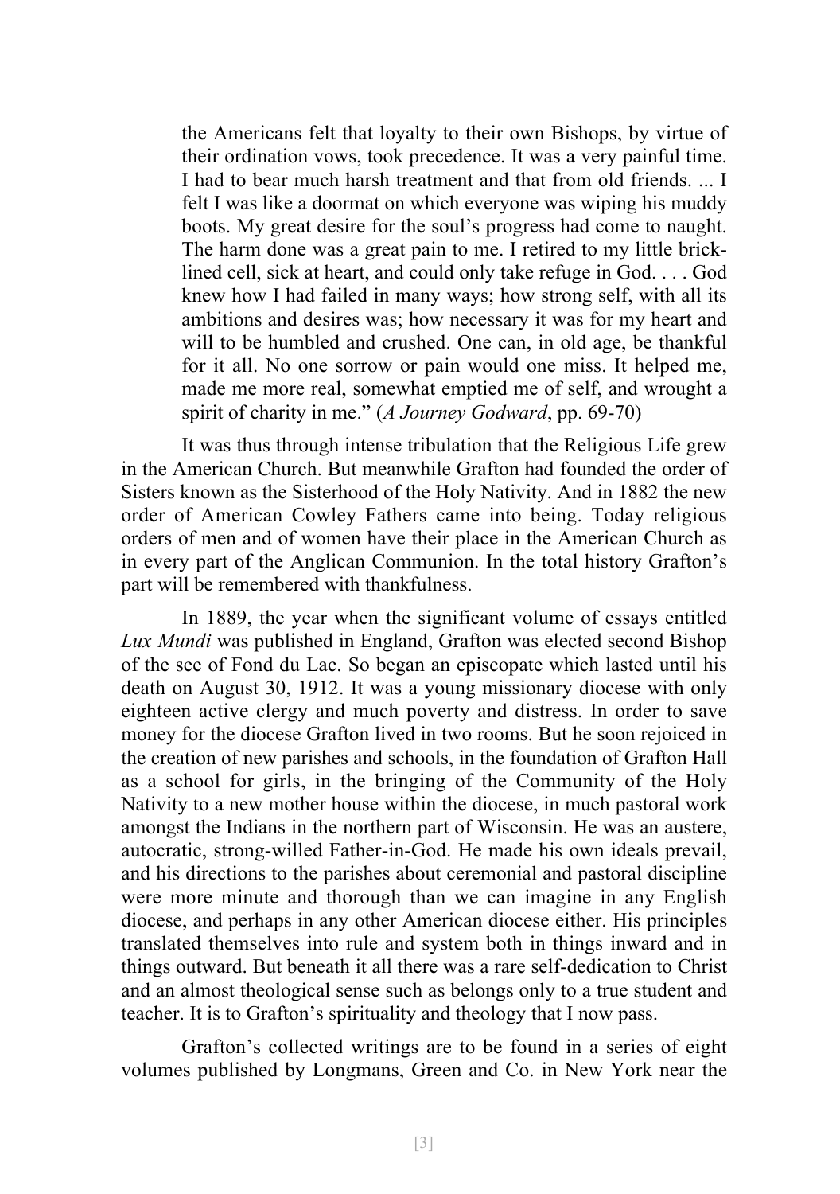> the Americans felt that loyalty to their own Bishops, by virtue of their ordination vows, took precedence. It was a very painful time. I had to bear much harsh treatment and that from old friends. ... I felt I was like a doormat on which everyone was wiping his muddy boots. My great desire for the soul's progress had come to naught. The harm done was a great pain to me. I retired to my little brick-lined cell, sick at heart, and could only take refuge in God. . . . God knew how I had failed in many ways; how strong self, with all its ambitions and desires was; how necessary it was for my heart and will to be humbled and crushed. One can, in old age, be thankful for it all. No one sorrow or pain would one miss. It helped me, made me more real, somewhat emptied me of self, and wrought a spirit of charity in me." (*A Journey Godward*, pp. 69-70)

It was thus through intense tribulation that the Religious Life grew in the American Church. But meanwhile Grafton had founded the order of Sisters known as the Sisterhood of the Holy Nativity. And in 1882 the new order of American Cowley Fathers came into being. Today religious orders of men and of women have their place in the American Church as in every part of the Anglican Communion. In the total history Grafton's part will be remembered with thankfulness.

In 1889, the year when the significant volume of essays entitled *Lux Mundi* was published in England, Grafton was elected second Bishop of the see of Fond du Lac. So began an episcopate which lasted until his death on August 30, 1912. It was a young missionary diocese with only eighteen active clergy and much poverty and distress. In order to save money for the diocese Grafton lived in two rooms. But he soon rejoiced in the creation of new parishes and schools, in the foundation of Grafton Hall as a school for girls, in the bringing of the Community of the Holy Nativity to a new mother house within the diocese, in much pastoral work amongst the Indians in the northern part of Wisconsin. He was an austere, autocratic, strong-willed Father-in-God. He made his own ideals prevail, and his directions to the parishes about ceremonial and pastoral discipline were more minute and thorough than we can imagine in any English diocese, and perhaps in any other American diocese either. His principles translated themselves into rule and system both in things inward and in things outward. But beneath it all there was a rare self-dedication to Christ and an almost theological sense such as belongs only to a true student and teacher. It is to Grafton's spirituality and theology that I now pass.

Grafton's collected writings are to be found in a series of eight volumes published by Longmans, Green and Co. in New York near the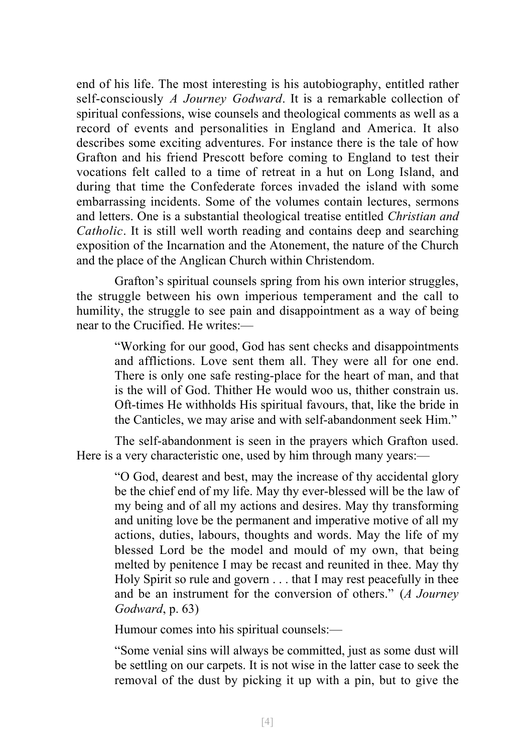end of his life. The most interesting is his autobiography, entitled rather self-consciously *A Journey Godward*. It is a remarkable collection of spiritual confessions, wise counsels and theological comments as well as a record of events and personalities in England and America. It also describes some exciting adventures. For instance there is the tale of how Grafton and his friend Prescott before coming to England to test their vocations felt called to a time of retreat in a hut on Long Island, and during that time the Confederate forces invaded the island with some embarrassing incidents. Some of the volumes contain lectures, sermons and letters. One is a substantial theological treatise entitled *Christian and Catholic*. It is still well worth reading and contains deep and searching exposition of the Incarnation and the Atonement, the nature of the Church and the place of the Anglican Church within Christendom.

Grafton's spiritual counsels spring from his own interior struggles, the struggle between his own imperious temperament and the call to humility, the struggle to see pain and disappointment as a way of being near to the Crucified. He writes:—

> "Working for our good, God has sent checks and disappointments and afflictions. Love sent them all. They were all for one end. There is only one safe resting-place for the heart of man, and that is the will of God. Thither He would woo us, thither constrain us. Oft-times He withholds His spiritual favours, that, like the bride in the Canticles, we may arise and with self-abandonment seek Him."

The self-abandonment is seen in the prayers which Grafton used. Here is a very characteristic one, used by him through many years:—

> "O God, dearest and best, may the increase of thy accidental glory be the chief end of my life. May thy ever-blessed will be the law of my being and of all my actions and desires. May thy transforming and uniting love be the permanent and imperative motive of all my actions, duties, labours, thoughts and words. May the life of my blessed Lord be the model and mould of my own, that being melted by penitence I may be recast and reunited in thee. May thy Holy Spirit so rule and govern . . . that I may rest peacefully in thee and be an instrument for the conversion of others." (*A Journey Godward*, p. 63)

Humour comes into his spiritual counsels:—

> "Some venial sins will always be committed, just as some dust will be settling on our carpets. It is not wise in the latter case to seek the removal of the dust by picking it up with a pin, but to give the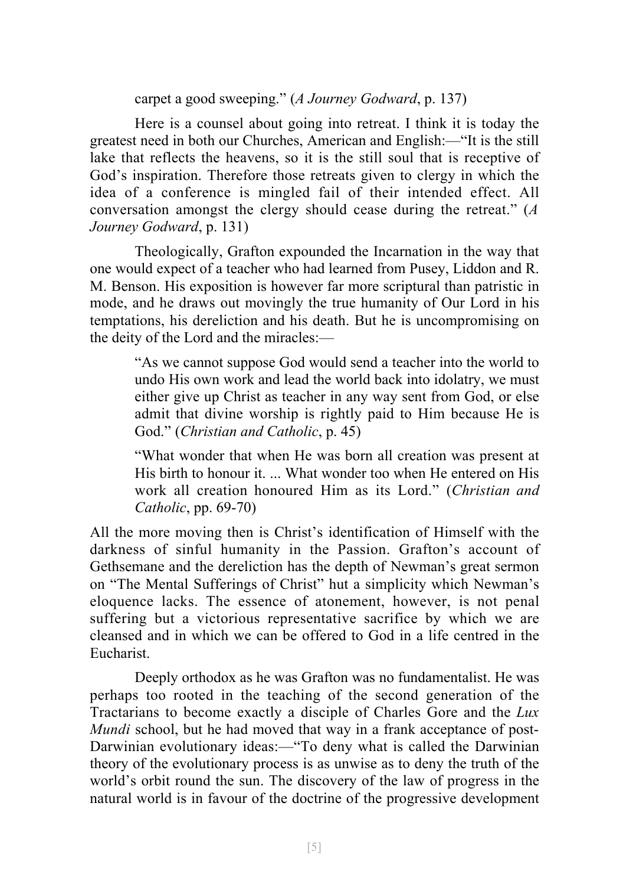carpet a good sweeping.” (*A Journey Godward*, p. 137)

Here is a counsel about going into retreat. I think it is today the greatest need in both our Churches, American and English:—“It is the still lake that reflects the heavens, so it is the still soul that is receptive of God’s inspiration. Therefore those retreats given to clergy in which the idea of a conference is mingled fail of their intended effect. All conversation amongst the clergy should cease during the retreat.” (*A Journey Godward*, p. 131)

Theologically, Grafton expounded the Incarnation in the way that one would expect of a teacher who had learned from Pusey, Liddon and R. M. Benson. His exposition is however far more scriptural than patristic in mode, and he draws out movingly the true humanity of Our Lord in his temptations, his dereliction and his death. But he is uncompromising on the deity of the Lord and the miracles:—

> “As we cannot suppose God would send a teacher into the world to undo His own work and lead the world back into idolatry, we must either give up Christ as teacher in any way sent from God, or else admit that divine worship is rightly paid to Him because He is God.” (*Christian and Catholic*, p. 45)
>
> “What wonder that when He was born all creation was present at His birth to honour it. ... What wonder too when He entered on His work all creation honoured Him as its Lord.” (*Christian and Catholic*, pp. 69-70)

All the more moving then is Christ’s identification of Himself with the darkness of sinful humanity in the Passion. Grafton’s account of Gethsemane and the dereliction has the depth of Newman’s great sermon on “The Mental Sufferings of Christ” hut a simplicity which Newman’s eloquence lacks. The essence of atonement, however, is not penal suffering but a victorious representative sacrifice by which we are cleansed and in which we can be offered to God in a life centred in the Eucharist.

Deeply orthodox as he was Grafton was no fundamentalist. He was perhaps too rooted in the teaching of the second generation of the Tractarians to become exactly a disciple of Charles Gore and the *Lux Mundi* school, but he had moved that way in a frank acceptance of post-Darwinian evolutionary ideas:—“To deny what is called the Darwinian theory of the evolutionary process is as unwise as to deny the truth of the world’s orbit round the sun. The discovery of the law of progress in the natural world is in favour of the doctrine of the progressive development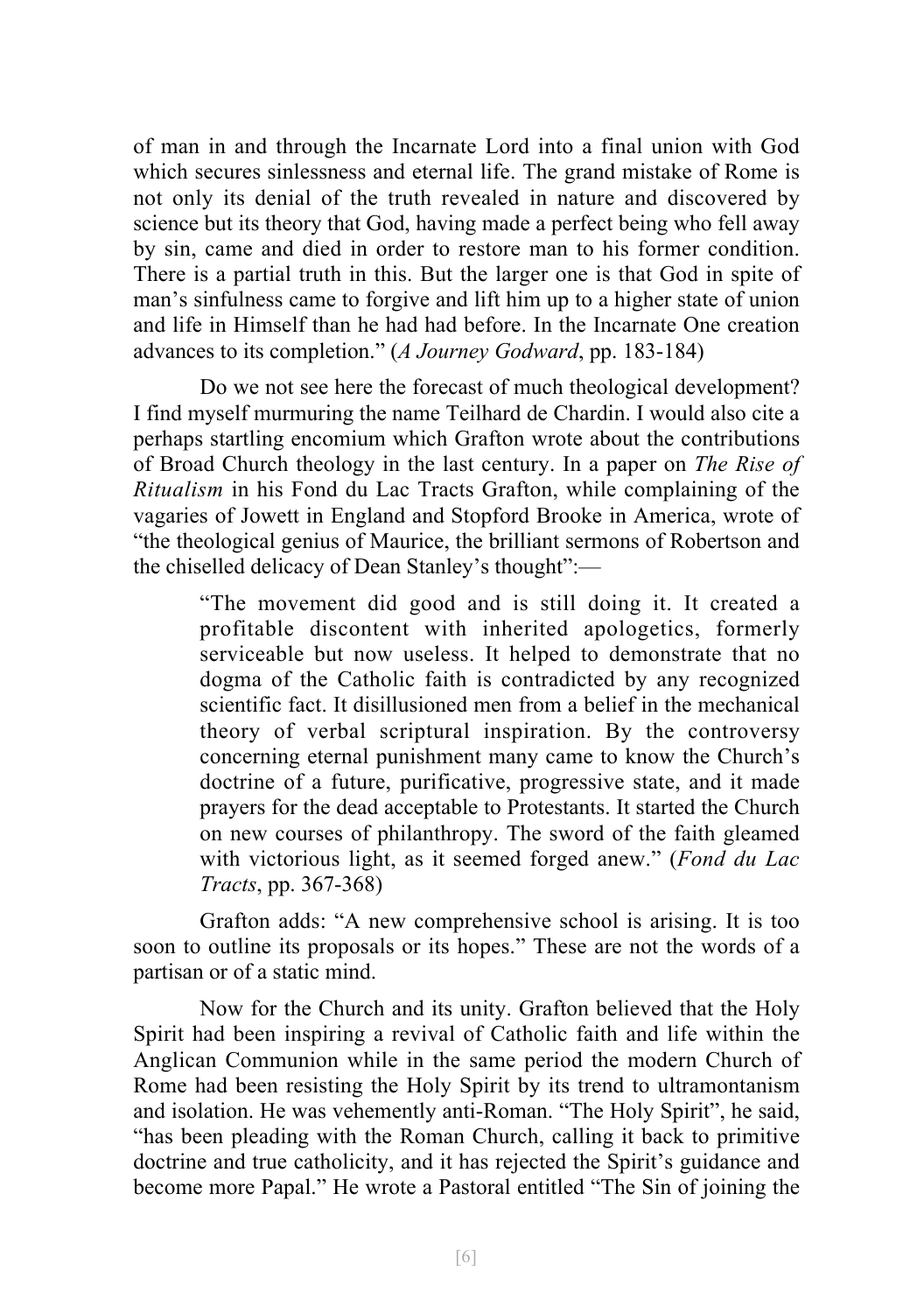of man in and through the Incarnate Lord into a final union with God which secures sinlessness and eternal life. The grand mistake of Rome is not only its denial of the truth revealed in nature and discovered by science but its theory that God, having made a perfect being who fell away by sin, came and died in order to restore man to his former condition. There is a partial truth in this. But the larger one is that God in spite of man's sinfulness came to forgive and lift him up to a higher state of union and life in Himself than he had had before. In the Incarnate One creation advances to its completion." (*A Journey Godward*, pp. 183-184)

Do we not see here the forecast of much theological development? I find myself murmuring the name Teilhard de Chardin. I would also cite a perhaps startling encomium which Grafton wrote about the contributions of Broad Church theology in the last century. In a paper on *The Rise of Ritualism* in his Fond du Lac Tracts Grafton, while complaining of the vagaries of Jowett in England and Stopford Brooke in America, wrote of "the theological genius of Maurice, the brilliant sermons of Robertson and the chiselled delicacy of Dean Stanley's thought":—

> "The movement did good and is still doing it. It created a profitable discontent with inherited apologetics, formerly serviceable but now useless. It helped to demonstrate that no dogma of the Catholic faith is contradicted by any recognized scientific fact. It disillusioned men from a belief in the mechanical theory of verbal scriptural inspiration. By the controversy concerning eternal punishment many came to know the Church's doctrine of a future, purificative, progressive state, and it made prayers for the dead acceptable to Protestants. It started the Church on new courses of philanthropy. The sword of the faith gleamed with victorious light, as it seemed forged anew." (*Fond du Lac Tracts*, pp. 367-368)

Grafton adds: "A new comprehensive school is arising. It is too soon to outline its proposals or its hopes." These are not the words of a partisan or of a static mind.

Now for the Church and its unity. Grafton believed that the Holy Spirit had been inspiring a revival of Catholic faith and life within the Anglican Communion while in the same period the modern Church of Rome had been resisting the Holy Spirit by its trend to ultramontanism and isolation. He was vehemently anti-Roman. "The Holy Spirit", he said, "has been pleading with the Roman Church, calling it back to primitive doctrine and true catholicity, and it has rejected the Spirit's guidance and become more Papal." He wrote a Pastoral entitled "The Sin of joining the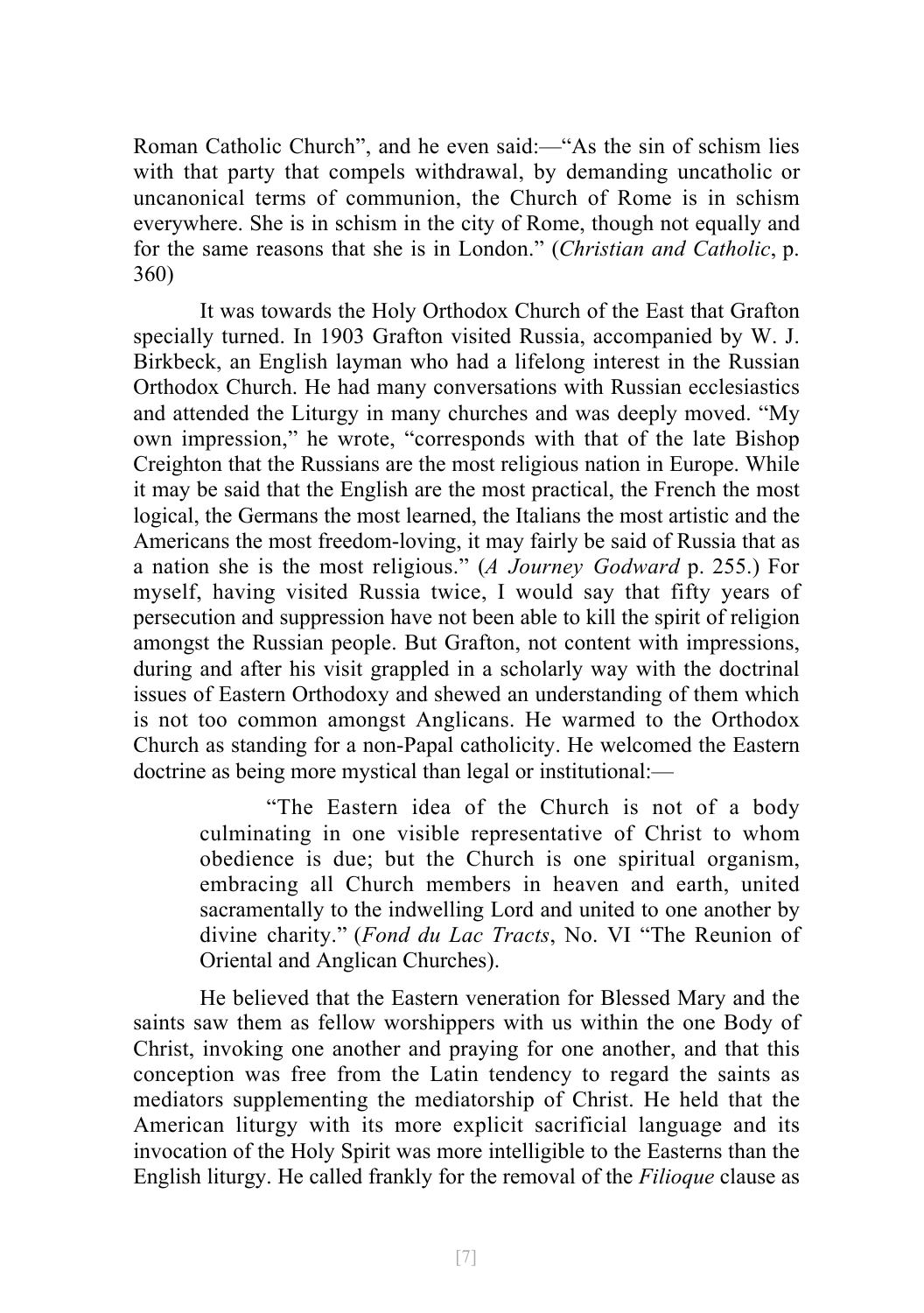Roman Catholic Church", and he even said:—"As the sin of schism lies with that party that compels withdrawal, by demanding uncatholic or uncanonical terms of communion, the Church of Rome is in schism everywhere. She is in schism in the city of Rome, though not equally and for the same reasons that she is in London." (*Christian and Catholic*, p. 360)

It was towards the Holy Orthodox Church of the East that Grafton specially turned. In 1903 Grafton visited Russia, accompanied by W. J. Birkbeck, an English layman who had a lifelong interest in the Russian Orthodox Church. He had many conversations with Russian ecclesiastics and attended the Liturgy in many churches and was deeply moved. "My own impression," he wrote, "corresponds with that of the late Bishop Creighton that the Russians are the most religious nation in Europe. While it may be said that the English are the most practical, the French the most logical, the Germans the most learned, the Italians the most artistic and the Americans the most freedom-loving, it may fairly be said of Russia that as a nation she is the most religious." (*A Journey Godward* p. 255.) For myself, having visited Russia twice, I would say that fifty years of persecution and suppression have not been able to kill the spirit of religion amongst the Russian people. But Grafton, not content with impressions, during and after his visit grappled in a scholarly way with the doctrinal issues of Eastern Orthodoxy and shewed an understanding of them which is not too common amongst Anglicans. He warmed to the Orthodox Church as standing for a non-Papal catholicity. He welcomed the Eastern doctrine as being more mystical than legal or institutional:—

> "The Eastern idea of the Church is not of a body culminating in one visible representative of Christ to whom obedience is due; but the Church is one spiritual organism, embracing all Church members in heaven and earth, united sacramentally to the indwelling Lord and united to one another by divine charity." (*Fond du Lac Tracts*, No. VI "The Reunion of Oriental and Anglican Churches).

He believed that the Eastern veneration for Blessed Mary and the saints saw them as fellow worshippers with us within the one Body of Christ, invoking one another and praying for one another, and that this conception was free from the Latin tendency to regard the saints as mediators supplementing the mediatorship of Christ. He held that the American liturgy with its more explicit sacrificial language and its invocation of the Holy Spirit was more intelligible to the Easterns than the English liturgy. He called frankly for the removal of the *Filioque* clause as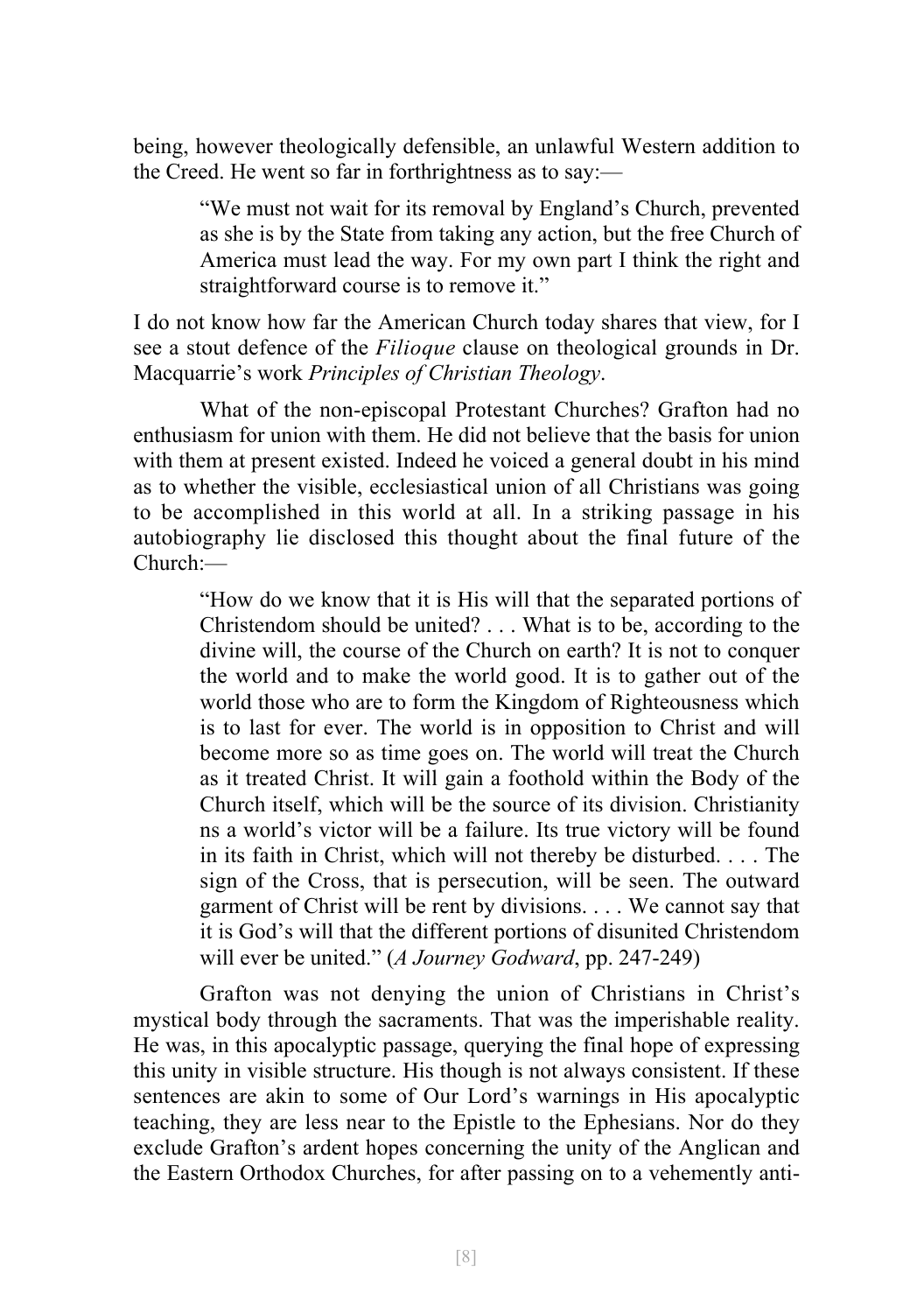being, however theologically defensible, an unlawful Western addition to the Creed. He went so far in forthrightness as to say:—

> "We must not wait for its removal by England's Church, prevented as she is by the State from taking any action, but the free Church of America must lead the way. For my own part I think the right and straightforward course is to remove it."

I do not know how far the American Church today shares that view, for I see a stout defence of the *Filioque* clause on theological grounds in Dr. Macquarrie's work *Principles of Christian Theology*.

What of the non-episcopal Protestant Churches? Grafton had no enthusiasm for union with them. He did not believe that the basis for union with them at present existed. Indeed he voiced a general doubt in his mind as to whether the visible, ecclesiastical union of all Christians was going to be accomplished in this world at all. In a striking passage in his autobiography lie disclosed this thought about the final future of the Church:—

> "How do we know that it is His will that the separated portions of Christendom should be united? . . . What is to be, according to the divine will, the course of the Church on earth? It is not to conquer the world and to make the world good. It is to gather out of the world those who are to form the Kingdom of Righteousness which is to last for ever. The world is in opposition to Christ and will become more so as time goes on. The world will treat the Church as it treated Christ. It will gain a foothold within the Body of the Church itself, which will be the source of its division. Christianity ns a world's victor will be a failure. Its true victory will be found in its faith in Christ, which will not thereby be disturbed. . . . The sign of the Cross, that is persecution, will be seen. The outward garment of Christ will be rent by divisions. . . . We cannot say that it is God's will that the different portions of disunited Christendom will ever be united." (*A Journey Godward*, pp. 247-249)

Grafton was not denying the union of Christians in Christ's mystical body through the sacraments. That was the imperishable reality. He was, in this apocalyptic passage, querying the final hope of expressing this unity in visible structure. His though is not always consistent. If these sentences are akin to some of Our Lord's warnings in His apocalyptic teaching, they are less near to the Epistle to the Ephesians. Nor do they exclude Grafton's ardent hopes concerning the unity of the Anglican and the Eastern Orthodox Churches, for after passing on to a vehemently anti-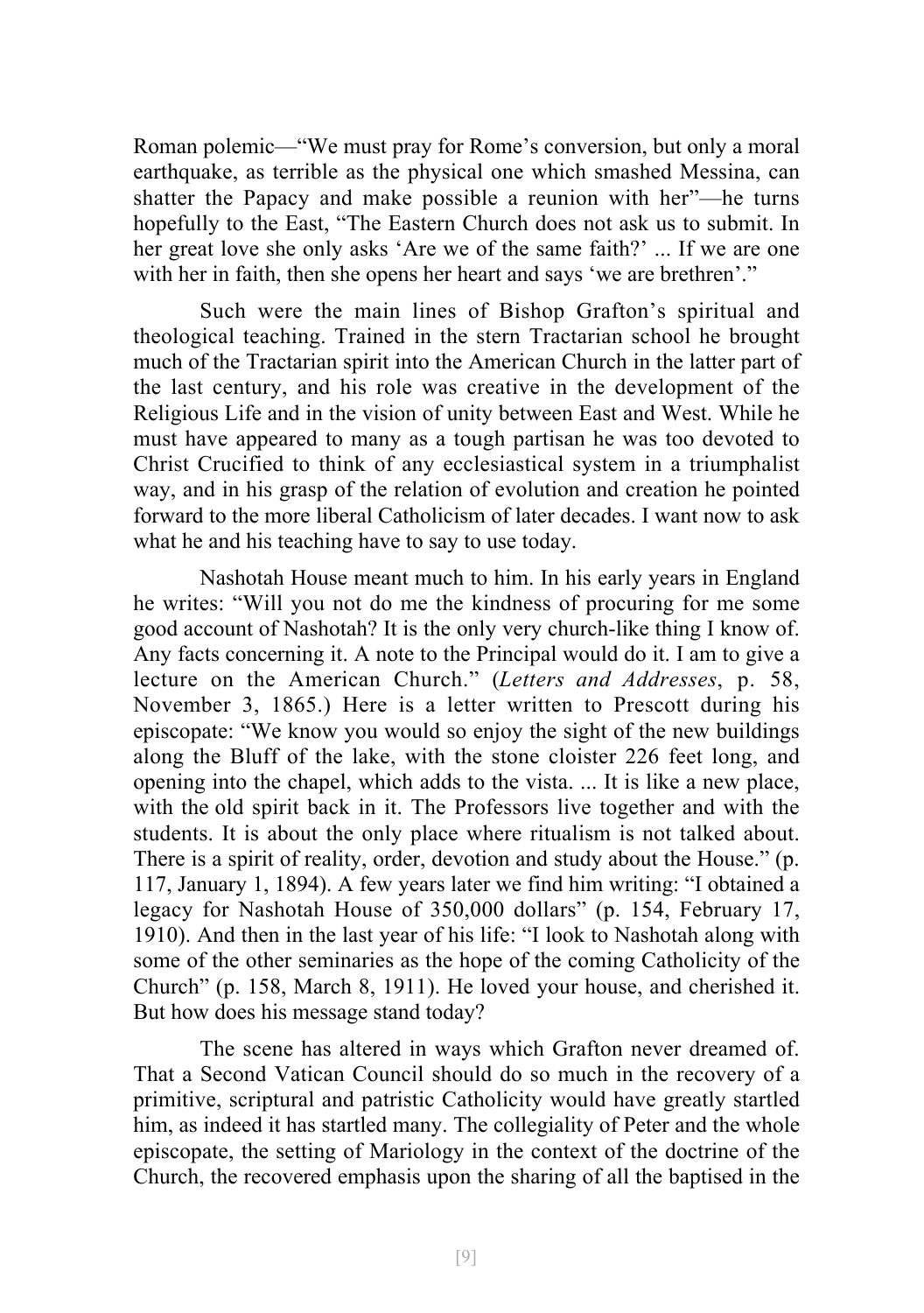Roman polemic—"We must pray for Rome's conversion, but only a moral earthquake, as terrible as the physical one which smashed Messina, can shatter the Papacy and make possible a reunion with her"—he turns hopefully to the East, "The Eastern Church does not ask us to submit. In her great love she only asks 'Are we of the same faith?' ... If we are one with her in faith, then she opens her heart and says 'we are brethren'."

Such were the main lines of Bishop Grafton's spiritual and theological teaching. Trained in the stern Tractarian school he brought much of the Tractarian spirit into the American Church in the latter part of the last century, and his role was creative in the development of the Religious Life and in the vision of unity between East and West. While he must have appeared to many as a tough partisan he was too devoted to Christ Crucified to think of any ecclesiastical system in a triumphalist way, and in his grasp of the relation of evolution and creation he pointed forward to the more liberal Catholicism of later decades. I want now to ask what he and his teaching have to say to use today.

Nashotah House meant much to him. In his early years in England he writes: "Will you not do me the kindness of procuring for me some good account of Nashotah? It is the only very church-like thing I know of. Any facts concerning it. A note to the Principal would do it. I am to give a lecture on the American Church." (*Letters and Addresses*, p. 58, November 3, 1865.) Here is a letter written to Prescott during his episcopate: "We know you would so enjoy the sight of the new buildings along the Bluff of the lake, with the stone cloister 226 feet long, and opening into the chapel, which adds to the vista. ... It is like a new place, with the old spirit back in it. The Professors live together and with the students. It is about the only place where ritualism is not talked about. There is a spirit of reality, order, devotion and study about the House." (p. 117, January 1, 1894). A few years later we find him writing: "I obtained a legacy for Nashotah House of 350,000 dollars" (p. 154, February 17, 1910). And then in the last year of his life: "I look to Nashotah along with some of the other seminaries as the hope of the coming Catholicity of the Church" (p. 158, March 8, 1911). He loved your house, and cherished it. But how does his message stand today?

The scene has altered in ways which Grafton never dreamed of. That a Second Vatican Council should do so much in the recovery of a primitive, scriptural and patristic Catholicity would have greatly startled him, as indeed it has startled many. The collegiality of Peter and the whole episcopate, the setting of Mariology in the context of the doctrine of the Church, the recovered emphasis upon the sharing of all the baptised in the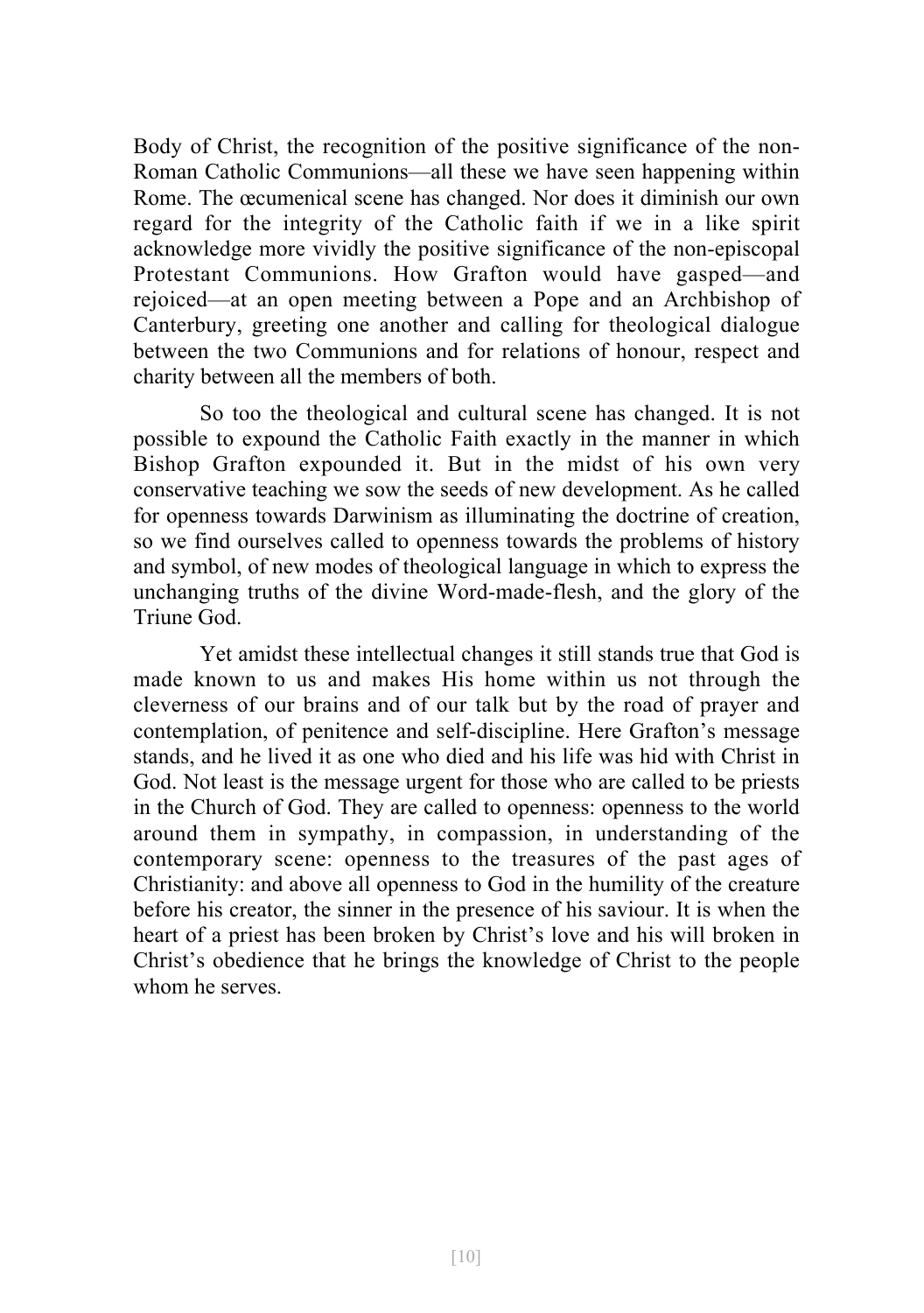Body of Christ, the recognition of the positive significance of the non-Roman Catholic Communions—all these we have seen happening within Rome. The œcumenical scene has changed. Nor does it diminish our own regard for the integrity of the Catholic faith if we in a like spirit acknowledge more vividly the positive significance of the non-episcopal Protestant Communions. How Grafton would have gasped—and rejoiced—at an open meeting between a Pope and an Archbishop of Canterbury, greeting one another and calling for theological dialogue between the two Communions and for relations of honour, respect and charity between all the members of both.

So too the theological and cultural scene has changed. It is not possible to expound the Catholic Faith exactly in the manner in which Bishop Grafton expounded it. But in the midst of his own very conservative teaching we sow the seeds of new development. As he called for openness towards Darwinism as illuminating the doctrine of creation, so we find ourselves called to openness towards the problems of history and symbol, of new modes of theological language in which to express the unchanging truths of the divine Word-made-flesh, and the glory of the Triune God.

Yet amidst these intellectual changes it still stands true that God is made known to us and makes His home within us not through the cleverness of our brains and of our talk but by the road of prayer and contemplation, of penitence and self-discipline. Here Grafton's message stands, and he lived it as one who died and his life was hid with Christ in God. Not least is the message urgent for those who are called to be priests in the Church of God. They are called to openness: openness to the world around them in sympathy, in compassion, in understanding of the contemporary scene: openness to the treasures of the past ages of Christianity: and above all openness to God in the humility of the creature before his creator, the sinner in the presence of his saviour. It is when the heart of a priest has been broken by Christ's love and his will broken in Christ's obedience that he brings the knowledge of Christ to the people whom he serves.